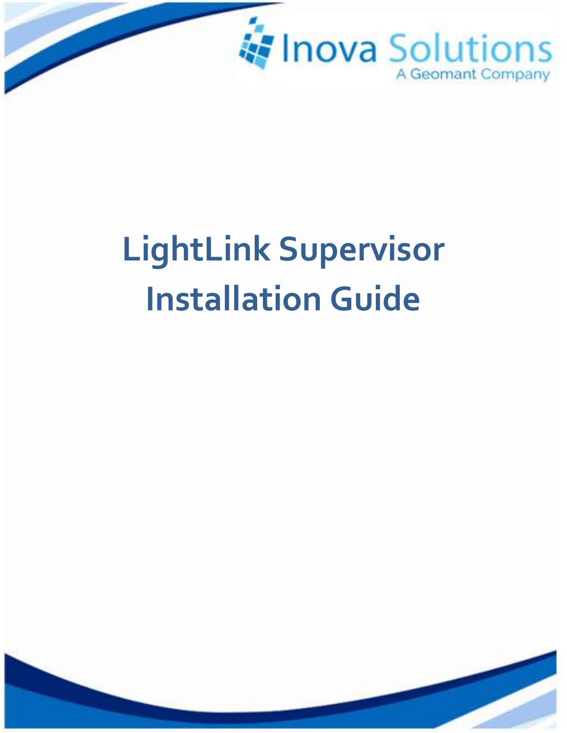Inova Solutions

A Geomant Company

# LightLink Supervisor Installation Guide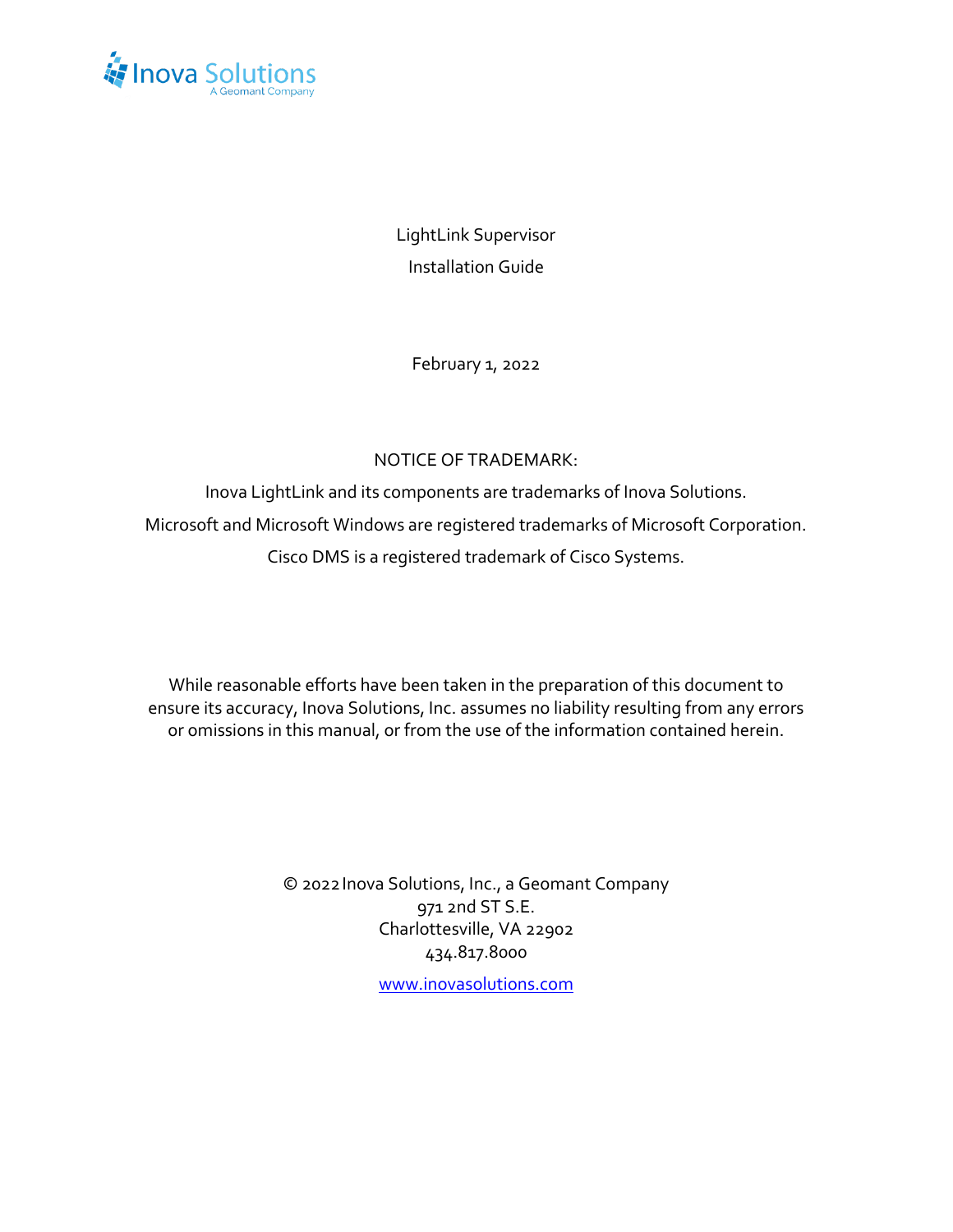Inova Solutions
A Geomant Company

# LightLink Supervisor Installation Guide

February 1, 2022

NOTICE OF TRADEMARK:

Inova LightLink and its components are trademarks of Inova Solutions.

Microsoft and Microsoft Windows are registered trademarks of Microsoft Corporation.

Cisco DMS is a registered trademark of Cisco Systems.

While reasonable efforts have been taken in the preparation of this document to ensure its accuracy, Inova Solutions, Inc. assumes no liability resulting from any errors or omissions in this manual, or from the use of the information contained herein.

© 2022 Inova Solutions, Inc., a Geomant Company
971 2nd ST S.E.
Charlottesville, VA 22902
434.817.8000

[www.inovasolutions.com](http://www.inovasolutions.com)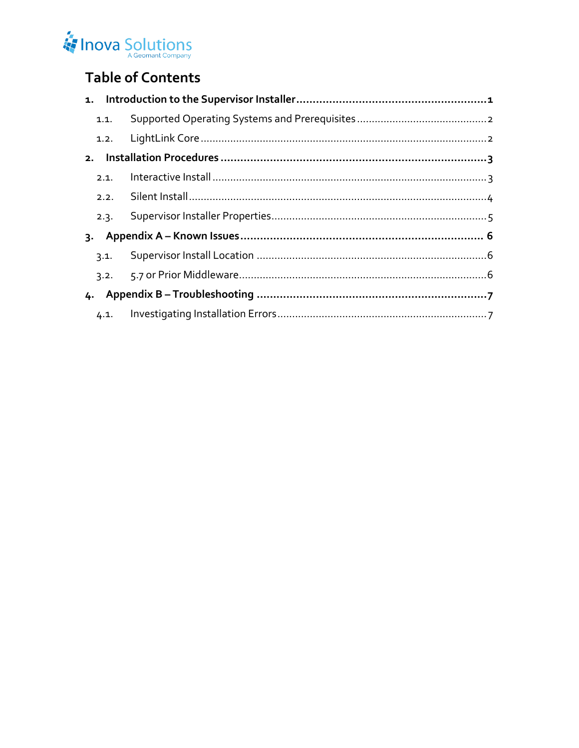# Table of Contents

1. **Introduction to the Supervisor Installer** ........................................................ **1**
   - 1.1. Supported Operating Systems and Prerequisites ........................................ 2
   - 1.2. LightLink Core ........................................................................................ 2
2. **Installation Procedures** .................................................................................. **3**
   - 2.1. Interactive Install ..................................................................................... 3
   - 2.2. Silent Install ............................................................................................. 4
   - 2.3. Supervisor Installer Properties ................................................................ 5
3. **Appendix A – Known Issues** ............................................................................ **6**
   - 3.1. Supervisor Install Location ..................................................................... 6
   - 3.2. 5.7 or Prior Middleware ........................................................................... 6
4. **Appendix B – Troubleshooting** ...................................................................... **7**
   - 4.1. Investigating Installation Errors .............................................................. 7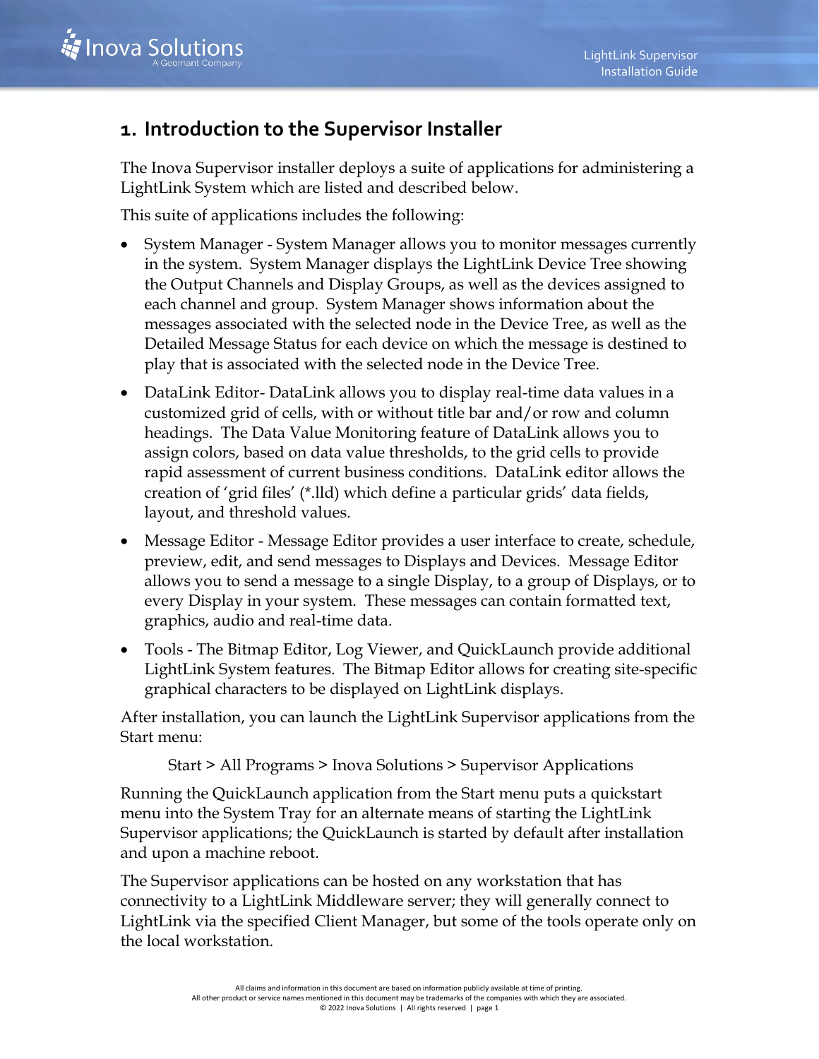# 1. Introduction to the Supervisor Installer

The Inova Supervisor installer deploys a suite of applications for administering a LightLink System which are listed and described below.

This suite of applications includes the following:

- System Manager - System Manager allows you to monitor messages currently in the system. System Manager displays the LightLink Device Tree showing the Output Channels and Display Groups, as well as the devices assigned to each channel and group. System Manager shows information about the messages associated with the selected node in the Device Tree, as well as the Detailed Message Status for each device on which the message is destined to play that is associated with the selected node in the Device Tree.
- DataLink Editor- DataLink allows you to display real-time data values in a customized grid of cells, with or without title bar and/or row and column headings. The Data Value Monitoring feature of DataLink allows you to assign colors, based on data value thresholds, to the grid cells to provide rapid assessment of current business conditions. DataLink editor allows the creation of 'grid files' (*.lld) which define a particular grids' data fields, layout, and threshold values.
- Message Editor - Message Editor provides a user interface to create, schedule, preview, edit, and send messages to Displays and Devices. Message Editor allows you to send a message to a single Display, to a group of Displays, or to every Display in your system. These messages can contain formatted text, graphics, audio and real-time data.
- Tools - The Bitmap Editor, Log Viewer, and QuickLaunch provide additional LightLink System features. The Bitmap Editor allows for creating site-specific graphical characters to be displayed on LightLink displays.

After installation, you can launch the LightLink Supervisor applications from the Start menu:

Start > All Programs > Inova Solutions > Supervisor Applications

Running the QuickLaunch application from the Start menu puts a quickstart menu into the System Tray for an alternate means of starting the LightLink Supervisor applications; the QuickLaunch is started by default after installation and upon a machine reboot.

The Supervisor applications can be hosted on any workstation that has connectivity to a LightLink Middleware server; they will generally connect to LightLink via the specified Client Manager, but some of the tools operate only on the local workstation.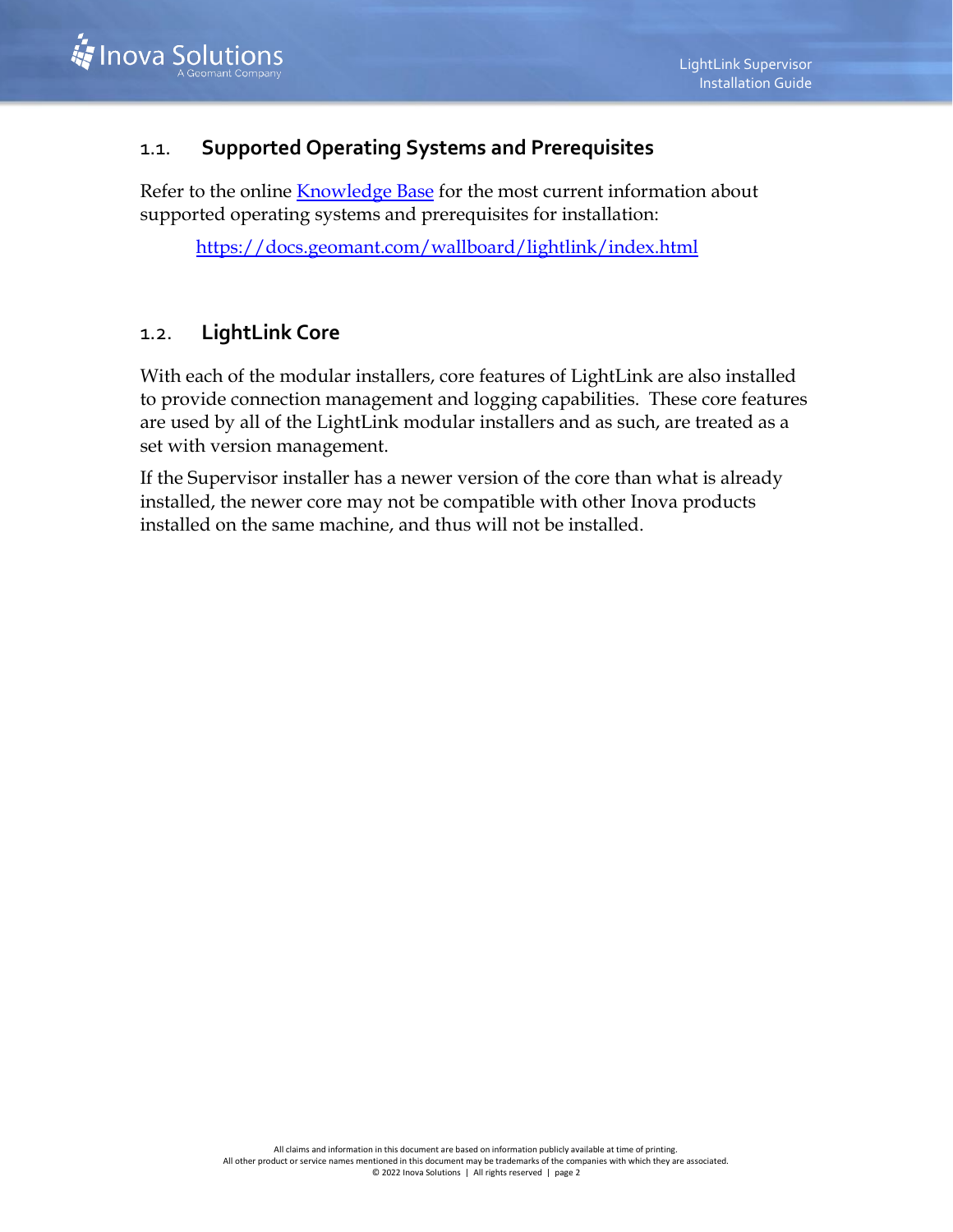## 1.1. Supported Operating Systems and Prerequisites

Refer to the online [Knowledge Base](https://docs.geomant.com/wallboard/lightlink/index.html) for the most current information about supported operating systems and prerequisites for installation:

> https://docs.geomant.com/wallboard/lightlink/index.html

## 1.2. LightLink Core

With each of the modular installers, core features of LightLink are also installed to provide connection management and logging capabilities. These core features are used by all of the LightLink modular installers and as such, are treated as a set with version management.

If the Supervisor installer has a newer version of the core than what is already installed, the newer core may not be compatible with other Inova products installed on the same machine, and thus will not be installed.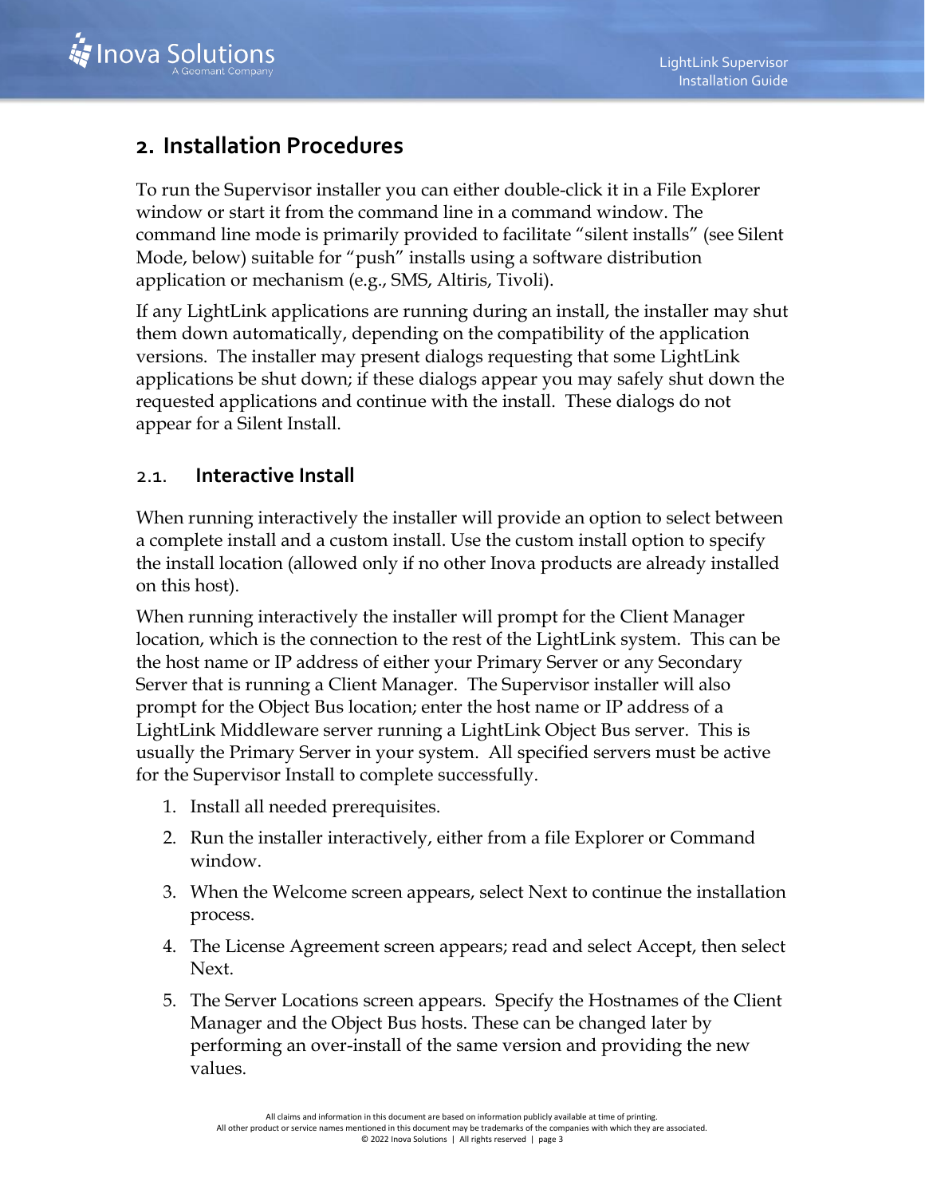## 2. Installation Procedures

To run the Supervisor installer you can either double-click it in a File Explorer window or start it from the command line in a command window. The command line mode is primarily provided to facilitate "silent installs" (see Silent Mode, below) suitable for "push" installs using a software distribution application or mechanism (e.g., SMS, Altiris, Tivoli).

If any LightLink applications are running during an install, the installer may shut them down automatically, depending on the compatibility of the application versions. The installer may present dialogs requesting that some LightLink applications be shut down; if these dialogs appear you may safely shut down the requested applications and continue with the install. These dialogs do not appear for a Silent Install.

### 2.1. Interactive Install

When running interactively the installer will provide an option to select between a complete install and a custom install. Use the custom install option to specify the install location (allowed only if no other Inova products are already installed on this host).

When running interactively the installer will prompt for the Client Manager location, which is the connection to the rest of the LightLink system. This can be the host name or IP address of either your Primary Server or any Secondary Server that is running a Client Manager. The Supervisor installer will also prompt for the Object Bus location; enter the host name or IP address of a LightLink Middleware server running a LightLink Object Bus server. This is usually the Primary Server in your system. All specified servers must be active for the Supervisor Install to complete successfully.

1. Install all needed prerequisites.
2. Run the installer interactively, either from a file Explorer or Command window.
3. When the Welcome screen appears, select Next to continue the installation process.
4. The License Agreement screen appears; read and select Accept, then select Next.
5. The Server Locations screen appears. Specify the Hostnames of the Client Manager and the Object Bus hosts. These can be changed later by performing an over-install of the same version and providing the new values.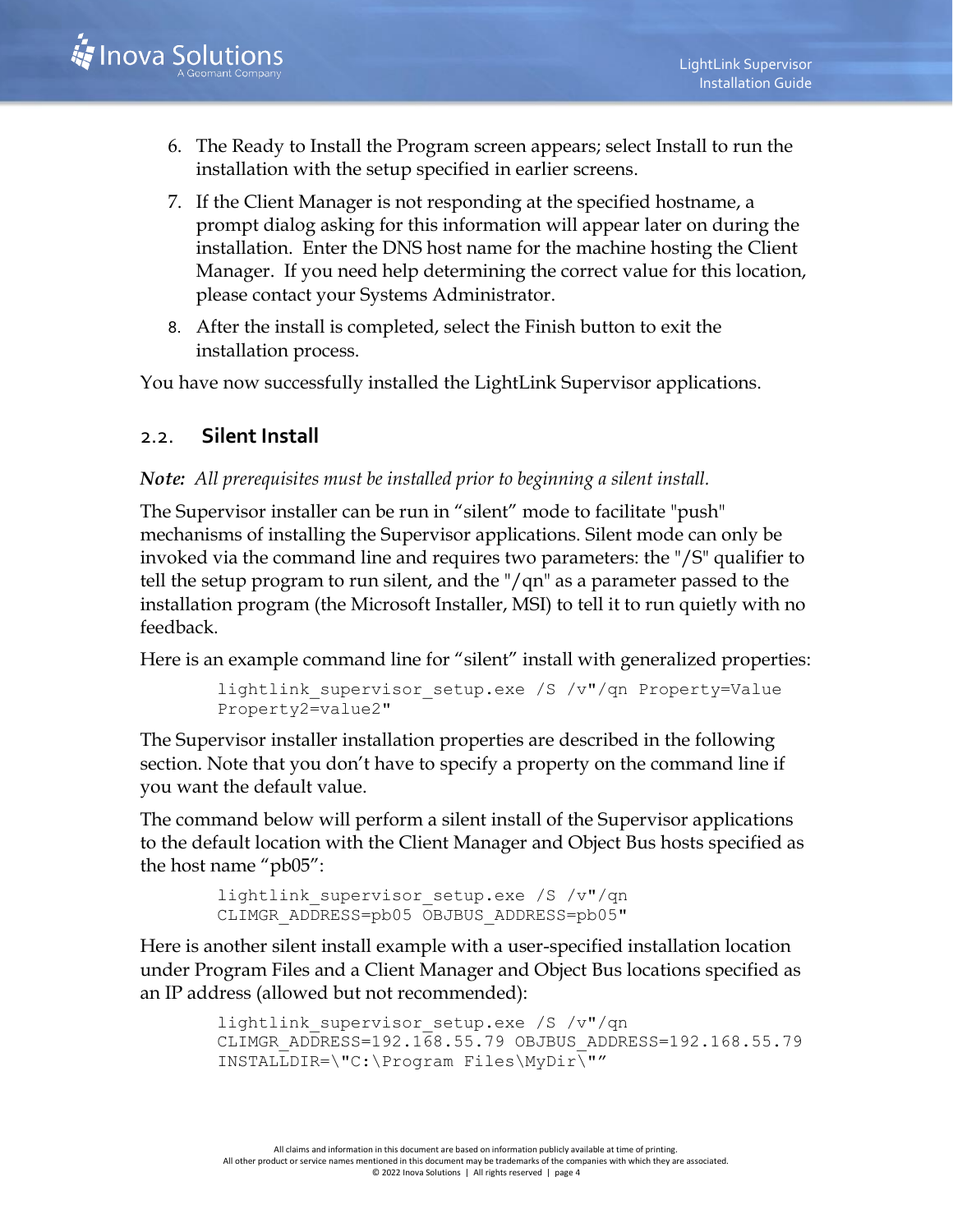6. The Ready to Install the Program screen appears; select Install to run the installation with the setup specified in earlier screens.
7. If the Client Manager is not responding at the specified hostname, a prompt dialog asking for this information will appear later on during the installation. Enter the DNS host name for the machine hosting the Client Manager. If you need help determining the correct value for this location, please contact your Systems Administrator.
8. After the install is completed, select the Finish button to exit the installation process.

You have now successfully installed the LightLink Supervisor applications.

## 2.2. Silent Install

***Note:*** *All prerequisites must be installed prior to beginning a silent install.*

The Supervisor installer can be run in “silent” mode to facilitate "push" mechanisms of installing the Supervisor applications. Silent mode can only be invoked via the command line and requires two parameters: the "/S" qualifier to tell the setup program to run silent, and the "/qn" as a parameter passed to the installation program (the Microsoft Installer, MSI) to tell it to run quietly with no feedback.

Here is an example command line for “silent” install with generalized properties:

```
lightlink_supervisor_setup.exe /S /v"/qn Property=Value
Property2=value2"
```

The Supervisor installer installation properties are described in the following section. Note that you don’t have to specify a property on the command line if you want the default value.

The command below will perform a silent install of the Supervisor applications to the default location with the Client Manager and Object Bus hosts specified as the host name “pb05”:

```
lightlink_supervisor_setup.exe /S /v"/qn
CLIMGR_ADDRESS=pb05 OBJBUS_ADDRESS=pb05"
```

Here is another silent install example with a user-specified installation location under Program Files and a Client Manager and Object Bus locations specified as an IP address (allowed but not recommended):

```
lightlink_supervisor_setup.exe /S /v"/qn
CLIMGR_ADDRESS=192.168.55.79 OBJBUS_ADDRESS=192.168.55.79
INSTALLDIR=\"C:\Program Files\MyDir\""
```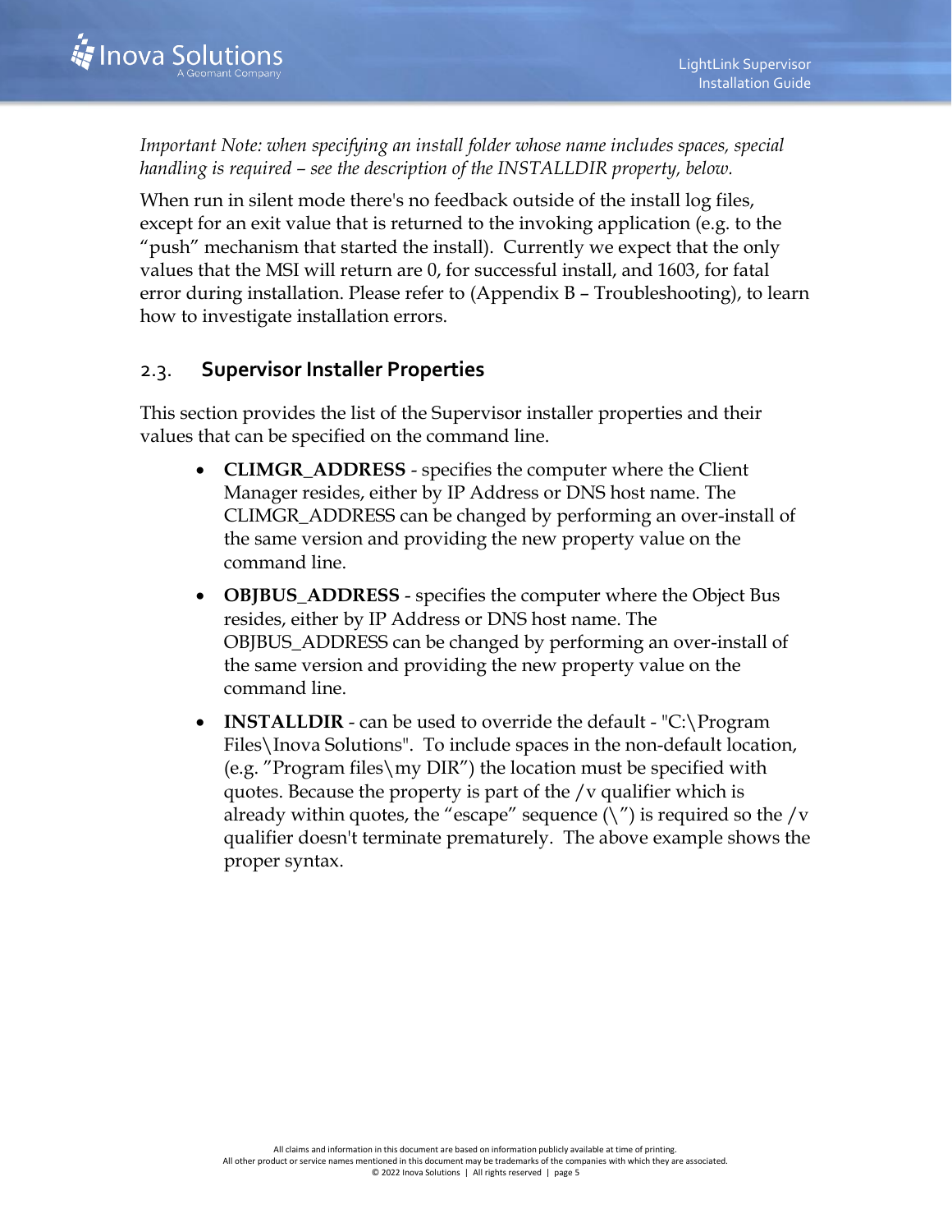*Important Note: when specifying an install folder whose name includes spaces, special handling is required – see the description of the INSTALLDIR property, below.*

When run in silent mode there's no feedback outside of the install log files, except for an exit value that is returned to the invoking application (e.g. to the "push" mechanism that started the install). Currently we expect that the only values that the MSI will return are 0, for successful install, and 1603, for fatal error during installation. Please refer to (Appendix B – Troubleshooting), to learn how to investigate installation errors.

## 2.3. Supervisor Installer Properties

This section provides the list of the Supervisor installer properties and their values that can be specified on the command line.

- **CLIMGR_ADDRESS** - specifies the computer where the Client Manager resides, either by IP Address or DNS host name. The CLIMGR_ADDRESS can be changed by performing an over-install of the same version and providing the new property value on the command line.
- **OBJBUS_ADDRESS** - specifies the computer where the Object Bus resides, either by IP Address or DNS host name. The OBJBUS_ADDRESS can be changed by performing an over-install of the same version and providing the new property value on the command line.
- **INSTALLDIR** - can be used to override the default - "C:\Program Files\Inova Solutions". To include spaces in the non-default location, (e.g. "Program files\my DIR") the location must be specified with quotes. Because the property is part of the /v qualifier which is already within quotes, the "escape" sequence (\") is required so the /v qualifier doesn't terminate prematurely. The above example shows the proper syntax.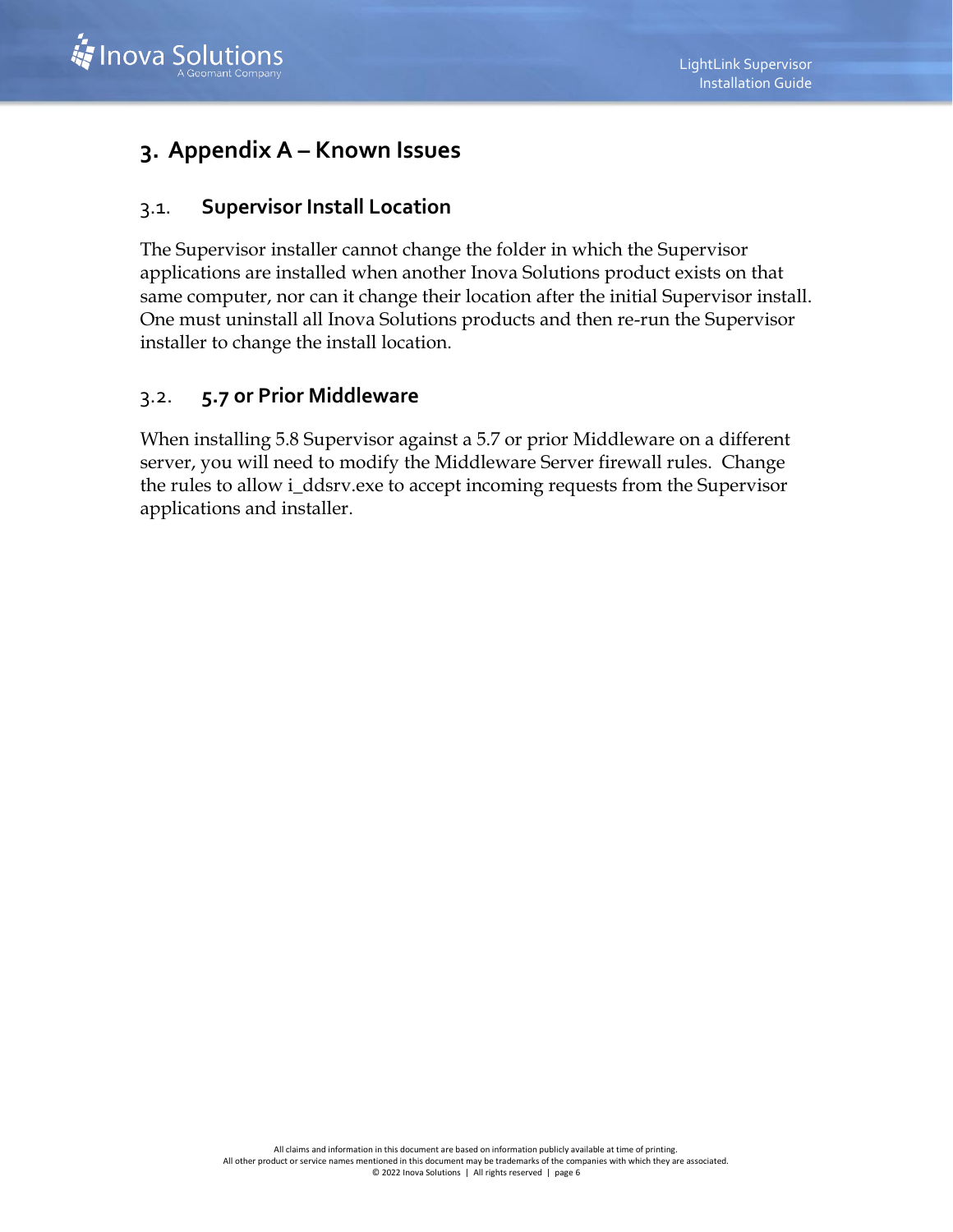# 3. Appendix A – Known Issues

## 3.1. Supervisor Install Location

The Supervisor installer cannot change the folder in which the Supervisor applications are installed when another Inova Solutions product exists on that same computer, nor can it change their location after the initial Supervisor install. One must uninstall all Inova Solutions products and then re-run the Supervisor installer to change the install location.

## 3.2. 5.7 or Prior Middleware

When installing 5.8 Supervisor against a 5.7 or prior Middleware on a different server, you will need to modify the Middleware Server firewall rules. Change the rules to allow i_ddsrv.exe to accept incoming requests from the Supervisor applications and installer.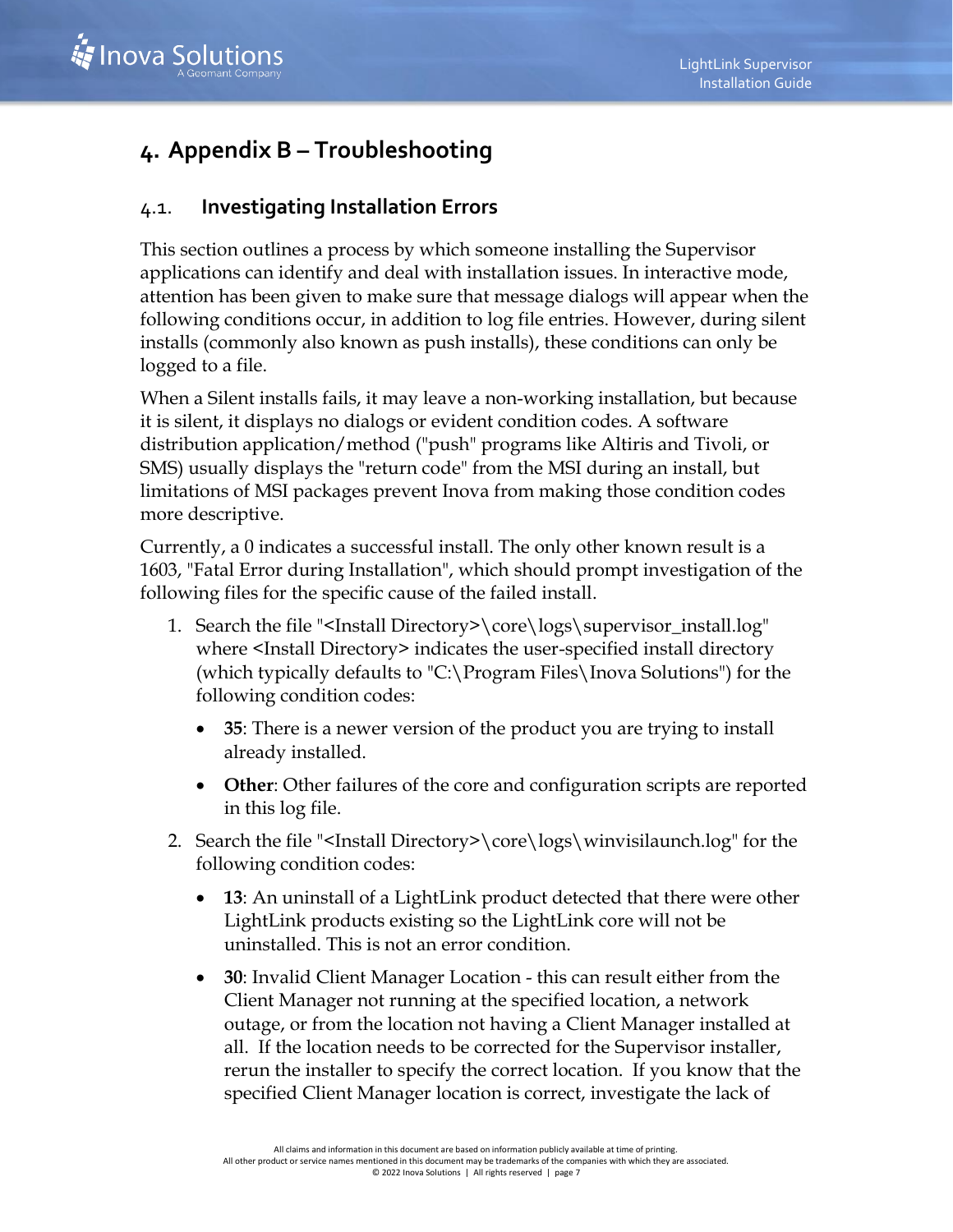# 4. Appendix B – Troubleshooting

## 4.1. Investigating Installation Errors

This section outlines a process by which someone installing the Supervisor applications can identify and deal with installation issues. In interactive mode, attention has been given to make sure that message dialogs will appear when the following conditions occur, in addition to log file entries. However, during silent installs (commonly also known as push installs), these conditions can only be logged to a file.

When a Silent installs fails, it may leave a non-working installation, but because it is silent, it displays no dialogs or evident condition codes. A software distribution application/method ("push" programs like Altiris and Tivoli, or SMS) usually displays the "return code" from the MSI during an install, but limitations of MSI packages prevent Inova from making those condition codes more descriptive.

Currently, a 0 indicates a successful install. The only other known result is a 1603, "Fatal Error during Installation", which should prompt investigation of the following files for the specific cause of the failed install.

1. Search the file "<Install Directory>\core\logs\supervisor_install.log" where <Install Directory> indicates the user-specified install directory (which typically defaults to "C:\Program Files\Inova Solutions") for the following condition codes:
   - **35**: There is a newer version of the product you are trying to install already installed.
   - **Other**: Other failures of the core and configuration scripts are reported in this log file.
2. Search the file "<Install Directory>\core\logs\winvisilaunch.log" for the following condition codes:
   - **13**: An uninstall of a LightLink product detected that there were other LightLink products existing so the LightLink core will not be uninstalled. This is not an error condition.
   - **30**: Invalid Client Manager Location - this can result either from the Client Manager not running at the specified location, a network outage, or from the location not having a Client Manager installed at all. If the location needs to be corrected for the Supervisor installer, rerun the installer to specify the correct location. If you know that the specified Client Manager location is correct, investigate the lack of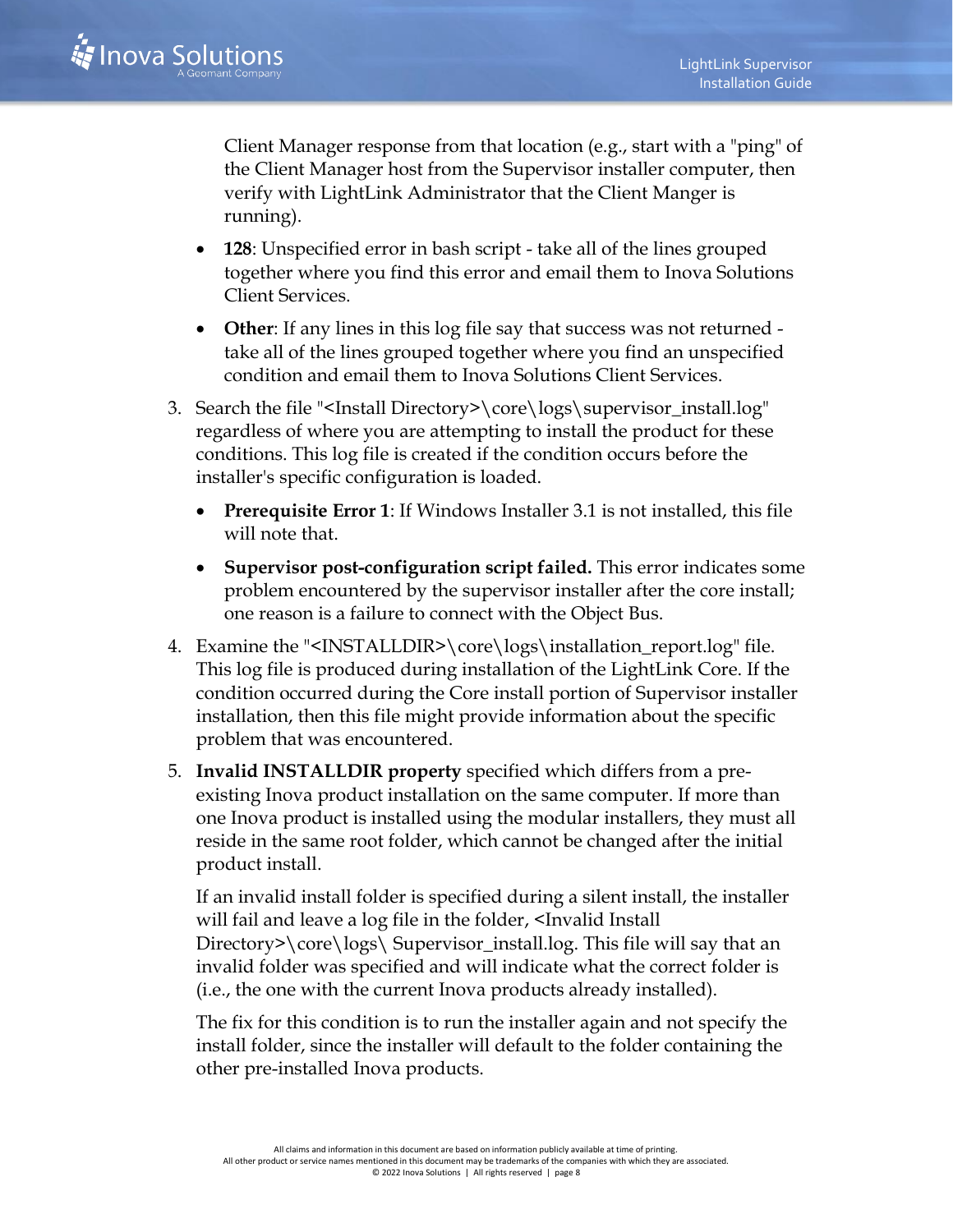Client Manager response from that location (e.g., start with a "ping" of the Client Manager host from the Supervisor installer computer, then verify with LightLink Administrator that the Client Manger is running).

- **128**: Unspecified error in bash script - take all of the lines grouped together where you find this error and email them to Inova Solutions Client Services.
- **Other**: If any lines in this log file say that success was not returned - take all of the lines grouped together where you find an unspecified condition and email them to Inova Solutions Client Services.

3. Search the file "<Install Directory>\core\logs\supervisor_install.log" regardless of where you are attempting to install the product for these conditions. This log file is created if the condition occurs before the installer's specific configuration is loaded.
   - **Prerequisite Error 1**: If Windows Installer 3.1 is not installed, this file will note that.
   - **Supervisor post-configuration script failed.** This error indicates some problem encountered by the supervisor installer after the core install; one reason is a failure to connect with the Object Bus.
4. Examine the "<INSTALLDIR>\core\logs\installation_report.log" file. This log file is produced during installation of the LightLink Core. If the condition occurred during the Core install portion of Supervisor installer installation, then this file might provide information about the specific problem that was encountered.
5. **Invalid INSTALLDIR property** specified which differs from a pre-existing Inova product installation on the same computer. If more than one Inova product is installed using the modular installers, they must all reside in the same root folder, which cannot be changed after the initial product install.

   If an invalid install folder is specified during a silent install, the installer will fail and leave a log file in the folder, <Invalid Install Directory>\core\logs\ Supervisor_install.log. This file will say that an invalid folder was specified and will indicate what the correct folder is (i.e., the one with the current Inova products already installed).

   The fix for this condition is to run the installer again and not specify the install folder, since the installer will default to the folder containing the other pre-installed Inova products.